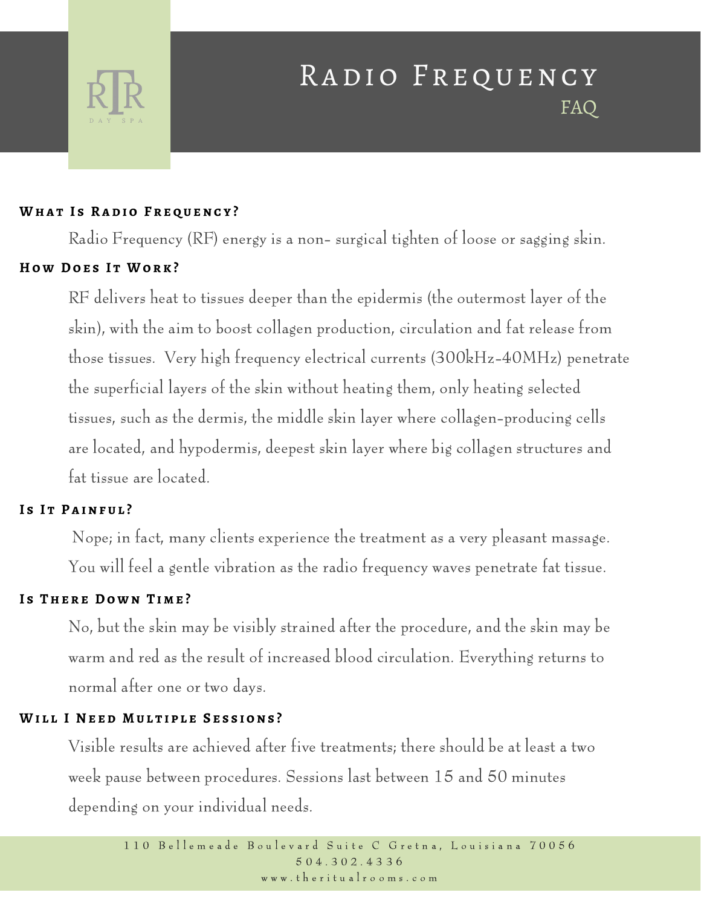# Radio Frequency
## FAQ

**What Is Radio Frequency?**

Radio Frequency (RF) energy is a non- surgical tighten of loose or sagging skin.

**How Does It Work?**

RF delivers heat to tissues deeper than the epidermis (the outermost layer of the skin), with the aim to boost collagen production, circulation and fat release from those tissues. Very high frequency electrical currents (300kHz-40MHz) penetrate the superficial layers of the skin without heating them, only heating selected tissues, such as the dermis, the middle skin layer where collagen-producing cells are located, and hypodermis, deepest skin layer where big collagen structures and fat tissue are located.

**Is It Painful?**

Nope; in fact, many clients experience the treatment as a very pleasant massage. You will feel a gentle vibration as the radio frequency waves penetrate fat tissue.

**Is There Down Time?**

No, but the skin may be visibly strained after the procedure, and the skin may be warm and red as the result of increased blood circulation. Everything returns to normal after one or two days.

**Will I Need Multiple Sessions?**

Visible results are achieved after five treatments; there should be at least a two week pause between procedures. Sessions last between 15 and 50 minutes depending on your individual needs.

110 Bellemeade Boulevard Suite C Gretna, Louisiana 70056
504.302.4336
www.theritualrooms.com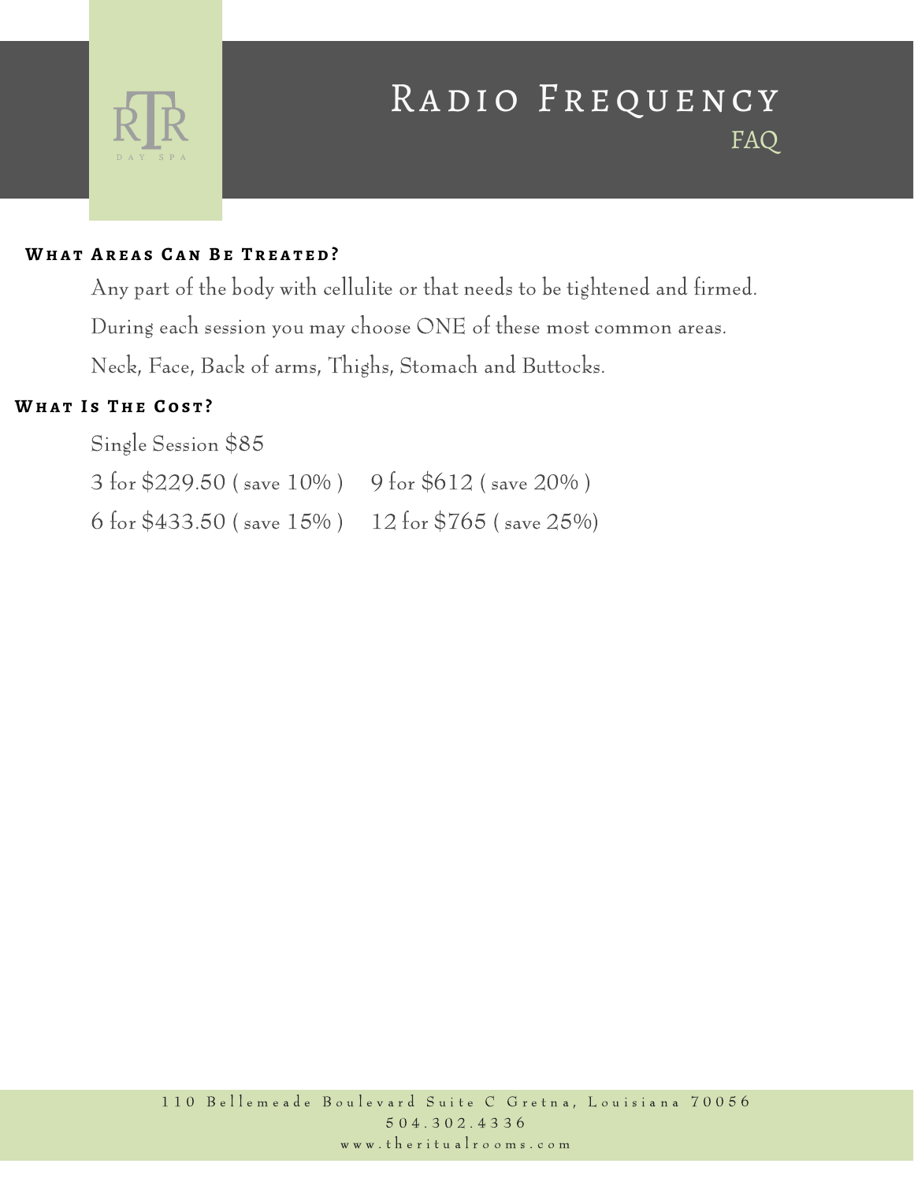# Radio Frequency

## FAQ

### What Areas Can Be Treated?

Any part of the body with cellulite or that needs to be tightened and firmed.

During each session you may choose ONE of these most common areas.

Neck, Face, Back of arms, Thighs, Stomach and Buttocks.

### What Is The Cost?

Single Session $85

3 for $229.50 ( save 10% )

6 for $433.50 ( save 15% )

9 for $612 ( save 20% )

12 for $765 ( save 25%)

110 Bellemeade Boulevard Suite C Gretna, Louisiana 70056
504.302.4336
www.theritualrooms.com